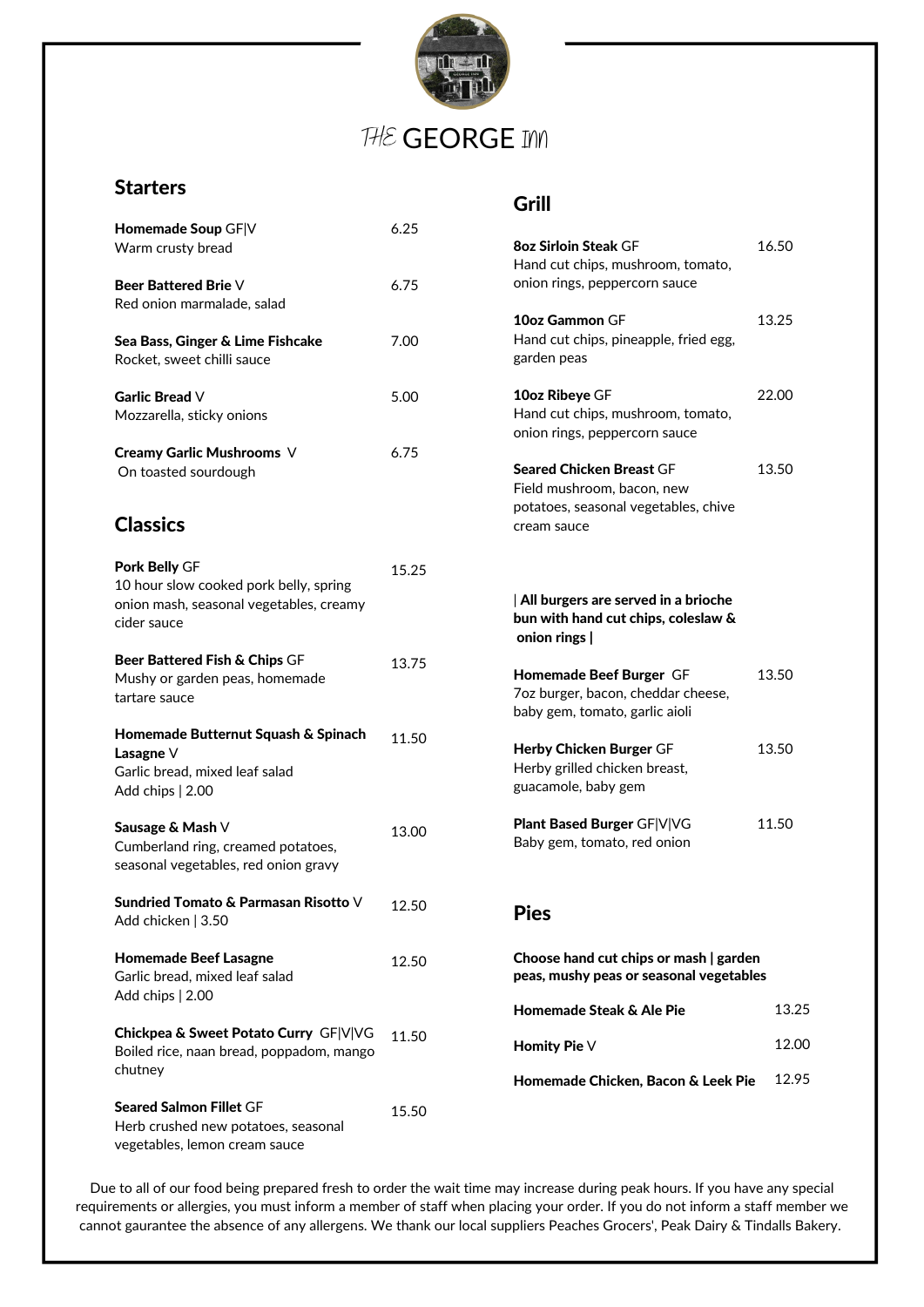# THE GEORGE INN

## Starters

**Homemade Soup** GF|V — 6.25
Warm crusty bread

**Beer Battered Brie** V — 6.75
Red onion marmalade, salad

**Sea Bass, Ginger & Lime Fishcake** — 7.00
Rocket, sweet chilli sauce

**Garlic Bread** V — 5.00
Mozzarella, sticky onions

**Creamy Garlic Mushrooms** V — 6.75
On toasted sourdough

## Classics

**Pork Belly** GF — 15.25
10 hour slow cooked pork belly, spring onion mash, seasonal vegetables, creamy cider sauce

**Beer Battered Fish & Chips** GF — 13.75
Mushy or garden peas, homemade tartare sauce

**Homemade Butternut Squash & Spinach Lasagne** V — 11.50
Garlic bread, mixed leaf salad
Add chips | 2.00

**Sausage & Mash** V — 13.00
Cumberland ring, creamed potatoes, seasonal vegetables, red onion gravy

**Sundried Tomato & Parmasan Risotto** V — 12.50
Add chicken | 3.50

**Homemade Beef Lasagne** — 12.50
Garlic bread, mixed leaf salad
Add chips | 2.00

**Chickpea & Sweet Potato Curry** GF|V|VG — 11.50
Boiled rice, naan bread, poppadom, mango chutney

**Seared Salmon Fillet** GF — 15.50
Herb crushed new potatoes, seasonal vegetables, lemon cream sauce

## Grill

**8oz Sirloin Steak** GF — 16.50
Hand cut chips, mushroom, tomato, onion rings, peppercorn sauce

**10oz Gammon** GF — 13.25
Hand cut chips, pineapple, fried egg, garden peas

**10oz Ribeye** GF — 22.00
Hand cut chips, mushroom, tomato, onion rings, peppercorn sauce

**Seared Chicken Breast** GF — 13.50
Field mushroom, bacon, new potatoes, seasonal vegetables, chive cream sauce

**| All burgers are served in a brioche bun with hand cut chips, coleslaw & onion rings |**

**Homemade Beef Burger** GF — 13.50
7oz burger, bacon, cheddar cheese, baby gem, tomato, garlic aioli

**Herby Chicken Burger** GF — 13.50
Herby grilled chicken breast, guacamole, baby gem

**Plant Based Burger** GF|V|VG — 11.50
Baby gem, tomato, red onion

## Pies

**Choose hand cut chips or mash | garden peas, mushy peas or seasonal vegetables**

**Homemade Steak & Ale Pie** — 13.25

**Homity Pie** V — 12.00

**Homemade Chicken, Bacon & Leek Pie** — 12.95

Due to all of our food being prepared fresh to order the wait time may increase during peak hours. If you have any special requirements or allergies, you must inform a member of staff when placing your order. If you do not inform a staff member we cannot gaurantee the absence of any allergens. We thank our local suppliers Peaches Grocers', Peak Dairy & Tindalls Bakery.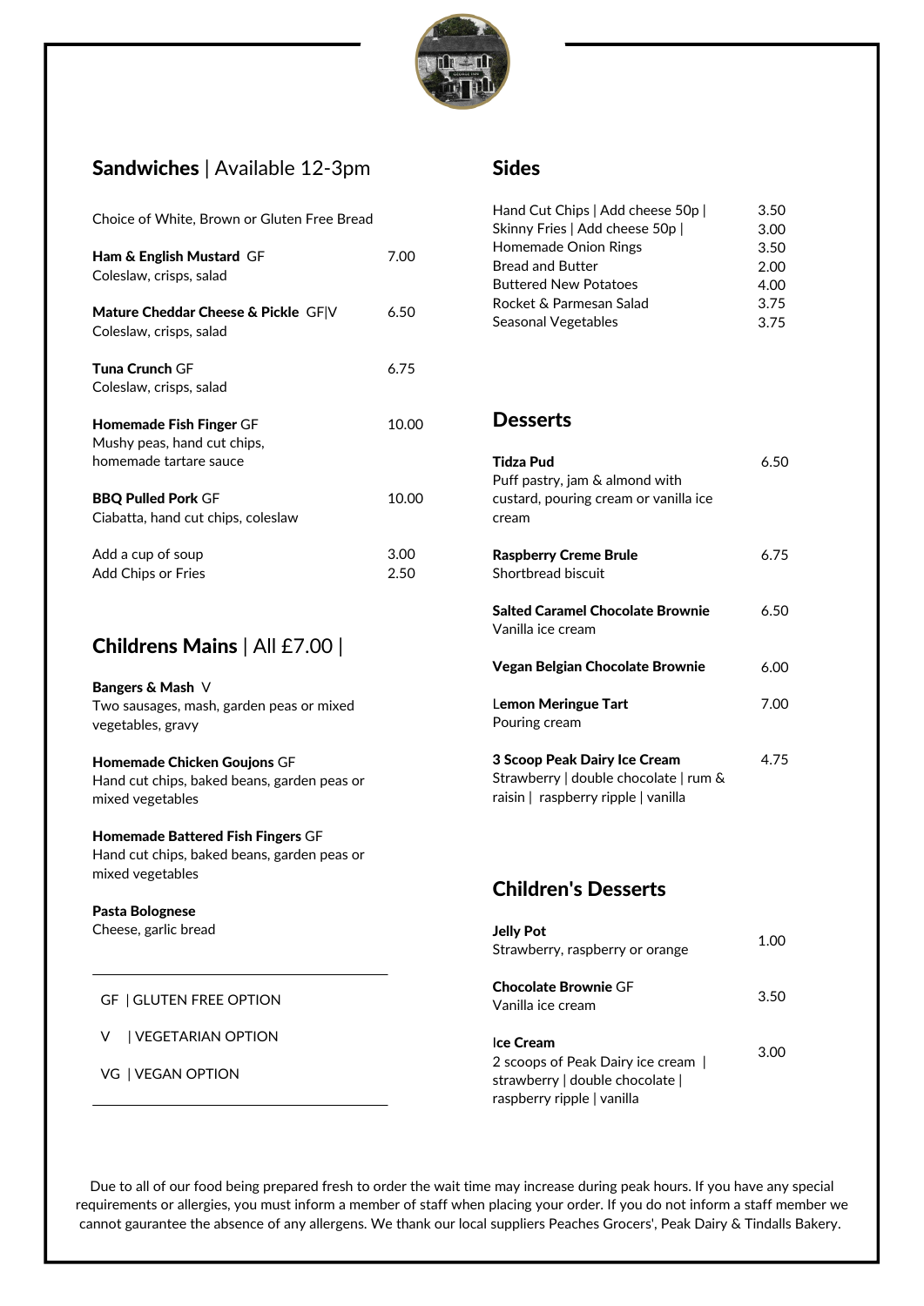## **Sandwiches** | Available 12-3pm

Choice of White, Brown or Gluten Free Bread

**Ham & English Mustard** GF — 7.00
Coleslaw, crisps, salad

**Mature Cheddar Cheese & Pickle** GF|V — 6.50
Coleslaw, crisps, salad

**Tuna Crunch** GF — 6.75
Coleslaw, crisps, salad

**Homemade Fish Finger** GF — 10.00
Mushy peas, hand cut chips, homemade tartare sauce

**BBQ Pulled Pork** GF — 10.00
Ciabatta, hand cut chips, coleslaw

Add a cup of soup — 3.00
Add Chips or Fries — 2.50

## **Childrens Mains** | All £7.00 |

**Bangers & Mash** V
Two sausages, mash, garden peas or mixed vegetables, gravy

**Homemade Chicken Goujons** GF
Hand cut chips, baked beans, garden peas or mixed vegetables

**Homemade Battered Fish Fingers** GF
Hand cut chips, baked beans, garden peas or mixed vegetables

**Pasta Bolognese**
Cheese, garlic bread

---

GF | GLUTEN FREE OPTION

V | VEGETARIAN OPTION

VG | VEGAN OPTION

---

## **Sides**

| | |
|---|---|
| Hand Cut Chips \| Add cheese 50p \| | 3.50 |
| Skinny Fries \| Add cheese 50p \| | 3.00 |
| Homemade Onion Rings | 3.50 |
| Bread and Butter | 2.00 |
| Buttered New Potatoes | 4.00 |
| Rocket & Parmesan Salad | 3.75 |
| Seasonal Vegetables | 3.75 |

## **Desserts**

**Tidza Pud** — 6.50
Puff pastry, jam & almond with custard, pouring cream or vanilla ice cream

**Raspberry Creme Brule** — 6.75
Shortbread biscuit

**Salted Caramel Chocolate Brownie** — 6.50
Vanilla ice cream

**Vegan Belgian Chocolate Brownie** — 6.00

**Lemon Meringue Tart** — 7.00
Pouring cream

**3 Scoop Peak Dairy Ice Cream** — 4.75
Strawberry | double chocolate | rum & raisin | raspberry ripple | vanilla

## **Children's Desserts**

**Jelly Pot** — 1.00
Strawberry, raspberry or orange

**Chocolate Brownie** GF — 3.50
Vanilla ice cream

**Ice Cream** — 3.00
2 scoops of Peak Dairy ice cream | strawberry | double chocolate | raspberry ripple | vanilla

Due to all of our food being prepared fresh to order the wait time may increase during peak hours. If you have any special requirements or allergies, you must inform a member of staff when placing your order. If you do not inform a staff member we cannot gaurantee the absence of any allergens. We thank our local suppliers Peaches Grocers', Peak Dairy & Tindalls Bakery.